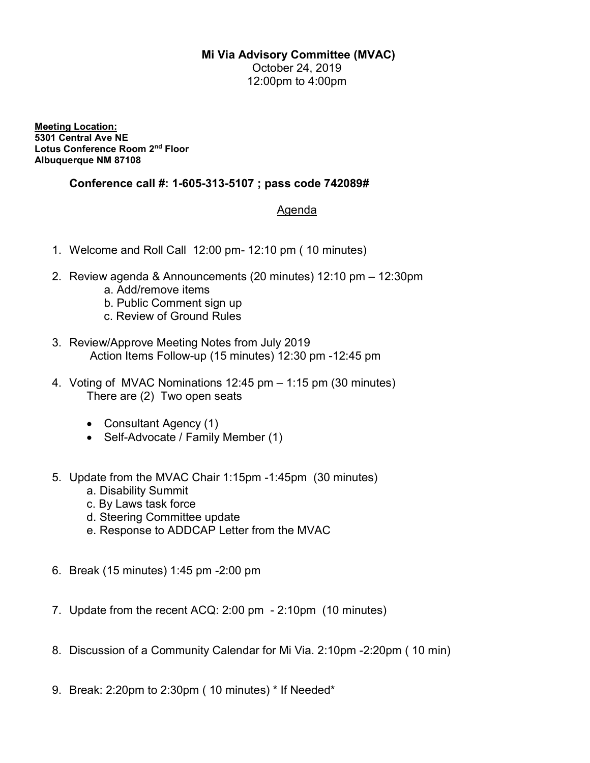**Mi Via Advisory Committee (MVAC)**

October 24, 2019

12:00pm to 4:00pm

**<u>Meeting Location:</u>**
**5301 Central Ave NE**
**Lotus Conference Room 2nd Floor**
**Albuquerque NM 87108**

**Conference call #: 1-605-313-5107 ; pass code 742089#**

<u>Agenda</u>

1. Welcome and Roll Call 12:00 pm- 12:10 pm ( 10 minutes)

2. Review agenda & Announcements (20 minutes) 12:10 pm – 12:30pm
   a. Add/remove items
   b. Public Comment sign up
   c. Review of Ground Rules

3. Review/Approve Meeting Notes from July 2019
   Action Items Follow-up (15 minutes) 12:30 pm -12:45 pm

4. Voting of MVAC Nominations 12:45 pm – 1:15 pm (30 minutes)
   There are (2) Two open seats

   - Consultant Agency (1)
   - Self-Advocate / Family Member (1)

5. Update from the MVAC Chair 1:15pm -1:45pm (30 minutes)
   a. Disability Summit
   c. By Laws task force
   d. Steering Committee update
   e. Response to ADDCAP Letter from the MVAC

6. Break (15 minutes) 1:45 pm -2:00 pm

7. Update from the recent ACQ: 2:00 pm - 2:10pm (10 minutes)

8. Discussion of a Community Calendar for Mi Via. 2:10pm -2:20pm ( 10 min)

9. Break: 2:20pm to 2:30pm ( 10 minutes) * If Needed*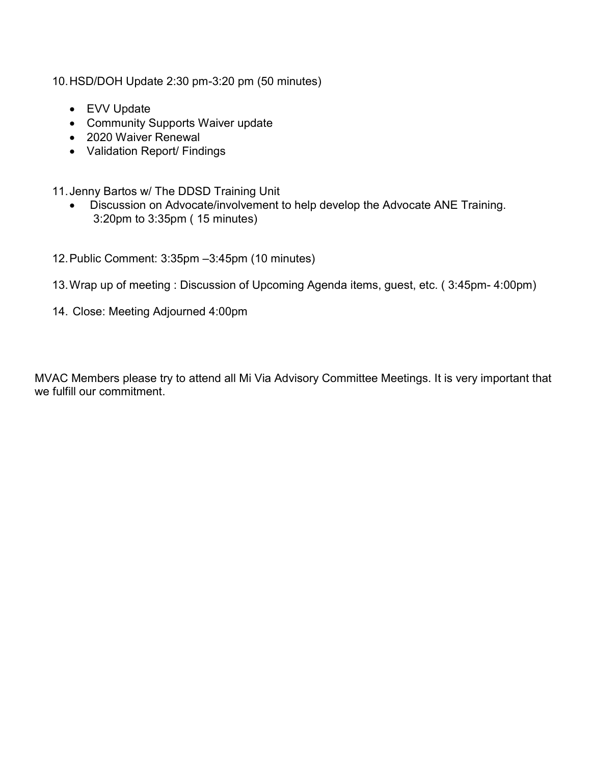10. HSD/DOH Update 2:30 pm-3:20 pm (50 minutes)

    - EVV Update
    - Community Supports Waiver update
    - 2020 Waiver Renewal
    - Validation Report/ Findings

11. Jenny Bartos w/ The DDSD Training Unit
    - Discussion on Advocate/involvement to help develop the Advocate ANE Training. 3:20pm to 3:35pm ( 15 minutes)

12. Public Comment: 3:35pm –3:45pm (10 minutes)

13. Wrap up of meeting : Discussion of Upcoming Agenda items, guest, etc. ( 3:45pm- 4:00pm)

14. Close: Meeting Adjourned 4:00pm

MVAC Members please try to attend all Mi Via Advisory Committee Meetings. It is very important that we fulfill our commitment.